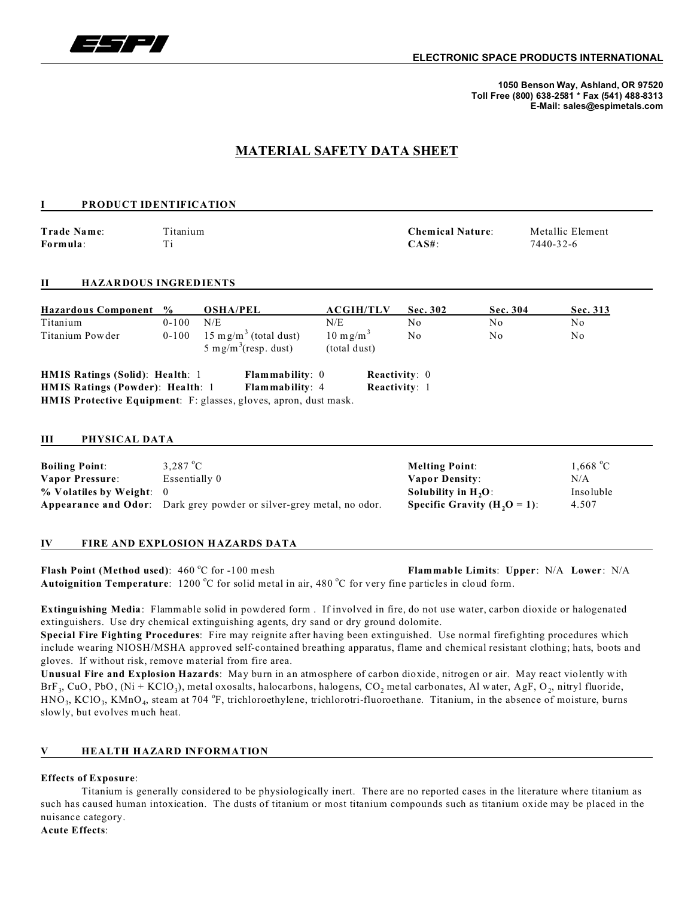**ELECTRONIC SPACE PRODUCTS INTERNATIONAL**

**1050 Benson Way, Ashland, OR 97520**
**Toll Free (800) 638-2581 * Fax (541) 488-8313**
**E-Mail: sales@espimetals.com**

# MATERIAL SAFETY DATA SHEET

## I PRODUCT IDENTIFICATION

| | | | |
|---|---|---|---|
| **Trade Name**: | Titanium | **Chemical Nature**: | Metallic Element |
| **Formula**: | Ti | **CAS#**: | 7440-32-6 |

## II HAZARDOUS INGREDIENTS

| Hazardous Component | % | OSHA/PEL | ACGIH/TLV | Sec. 302 | Sec. 304 | Sec. 313 |
|---|---|---|---|---|---|---|
| Titanium | 0-100 | N/E | N/E | No | No | No |
| Titanium Powder | 0-100 | 15 $mg/m^3$ (total dust) 5 $mg/m^3$(resp. dust) | 10 $mg/m^3$ (total dust) | No | No | No |

**HMIS Ratings (Solid)**: **Health**: 1 **Flammability**: 0 **Reactivity**: 0
**HMIS Ratings (Powder)**: **Health**: 1 **Flammability**: 4 **Reactivity**: 1
**HMIS Protective Equipment**: F: glasses, gloves, apron, dust mask.

## III PHYSICAL DATA

| | | | |
|---|---|---|---|
| **Boiling Point**: | 3,287 °C | **Melting Point**: | 1,668 °C |
| **Vapor Pressure**: | Essentially 0 | **Vapor Density**: | N/A |
| **% Volatiles by Weight**: | 0 | **Solubility in $H_2O$**: | Insoluble |
| **Appearance and Odor**: | Dark grey powder or silver-grey metal, no odor. | **Specific Gravity ($H_2O$ = 1)**: | 4.507 |

## IV FIRE AND EXPLOSION HAZARDS DATA

**Flash Point (Method used)**: 460 °C for -100 mesh **Flammable Limits**: **Upper**: N/A **Lower**: N/A
**Autoignition Temperature**: 1200 °C for solid metal in air, 480 °C for very fine particles in cloud form.

**Extinguishing Media**: Flammable solid in powdered form . If involved in fire, do not use water, carbon dioxide or halogenated extinguishers. Use dry chemical extinguishing agents, dry sand or dry ground dolomite.
**Special Fire Fighting Procedures**: Fire may reignite after having been extinguished. Use normal firefighting procedures which include wearing NIOSH/MSHA approved self-contained breathing apparatus, flame and chemical resistant clothing; hats, boots and gloves. If without risk, remove material from fire area.
**Unusual Fire and Explosion Hazards**: May burn in an atmosphere of carbon dioxide, nitrogen or air. May react violently with $BrF_3$, CuO, PbO, (Ni + $KClO_3$), metal oxosalts, halocarbons, halogens, $CO_2$ metal carbonates, Al water, AgF, $O_2$, nitryl fluoride, $HNO_3$, $KClO_3$, $KMnO_4$, steam at 704 °F, trichloroethylene, trichlorotri-fluoroethane. Titanium, in the absence of moisture, burns slowly, but evolves much heat.

## V HEALTH HAZARD INFORMATION

**Effects of Exposure**:

Titanium is generally considered to be physiologically inert. There are no reported cases in the literature where titanium as such has caused human intoxication. The dusts of titanium or most titanium compounds such as titanium oxide may be placed in the nuisance category.

**Acute Effects**: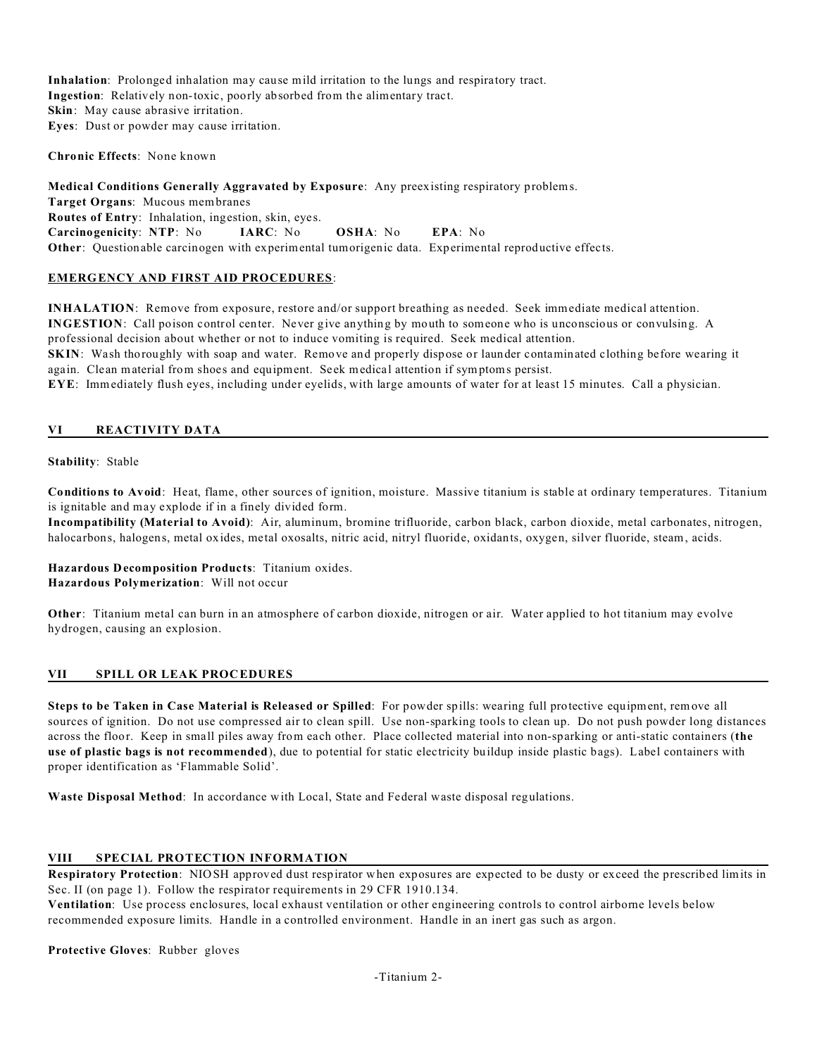**Inhalation**: Prolonged inhalation may cause mild irritation to the lungs and respiratory tract.
**Ingestion**: Relatively non-toxic, poorly absorbed from the alimentary tract.
**Skin**: May cause abrasive irritation.
**Eyes**: Dust or powder may cause irritation.

**Chronic Effects**: None known

**Medical Conditions Generally Aggravated by Exposure**: Any preexisting respiratory problems.
**Target Organs**: Mucous membranes
**Routes of Entry**: Inhalation, ingestion, skin, eyes.
**Carcinogenicity**: **NTP**: No **IARC**: No **OSHA**: No **EPA**: No
**Other**: Questionable carcinogen with experimental tumorigenic data. Experimental reproductive effects.

**EMERGENCY AND FIRST AID PROCEDURES**:

**INHALATION**: Remove from exposure, restore and/or support breathing as needed. Seek immediate medical attention.
**INGESTION**: Call poison control center. Never give anything by mouth to someone who is unconscious or convulsing. A professional decision about whether or not to induce vomiting is required. Seek medical attention.
**SKIN**: Wash thoroughly with soap and water. Remove and properly dispose or launder contaminated clothing before wearing it again. Clean material from shoes and equipment. Seek medical attention if symptoms persist.
**EYE**: Immediately flush eyes, including under eyelids, with large amounts of water for at least 15 minutes. Call a physician.

## VI REACTIVITY DATA

**Stability**: Stable

**Conditions to Avoid**: Heat, flame, other sources of ignition, moisture. Massive titanium is stable at ordinary temperatures. Titanium is ignitable and may explode if in a finely divided form.
**Incompatibility (Material to Avoid)**: Air, aluminum, bromine trifluoride, carbon black, carbon dioxide, metal carbonates, nitrogen, halocarbons, halogens, metal oxides, metal oxosalts, nitric acid, nitryl fluoride, oxidants, oxygen, silver fluoride, steam, acids.

**Hazardous Decomposition Products**: Titanium oxides.
**Hazardous Polymerization**: Will not occur

**Other**: Titanium metal can burn in an atmosphere of carbon dioxide, nitrogen or air. Water applied to hot titanium may evolve hydrogen, causing an explosion.

## VII SPILL OR LEAK PROCEDURES

**Steps to be Taken in Case Material is Released or Spilled**: For powder spills: wearing full protective equipment, remove all sources of ignition. Do not use compressed air to clean spill. Use non-sparking tools to clean up. Do not push powder long distances across the floor. Keep in small piles away from each other. Place collected material into non-sparking or anti-static containers (**the use of plastic bags is not recommended**), due to potential for static electricity buildup inside plastic bags). Label containers with proper identification as 'Flammable Solid'.

**Waste Disposal Method**: In accordance with Local, State and Federal waste disposal regulations.

## VIII SPECIAL PROTECTION INFORMATION

**Respiratory Protection**: NIOSH approved dust respirator when exposures are expected to be dusty or exceed the prescribed limits in Sec. II (on page 1). Follow the respirator requirements in 29 CFR 1910.134.
**Ventilation**: Use process enclosures, local exhaust ventilation or other engineering controls to control airborne levels below recommended exposure limits. Handle in a controlled environment. Handle in an inert gas such as argon.

**Protective Gloves**: Rubber gloves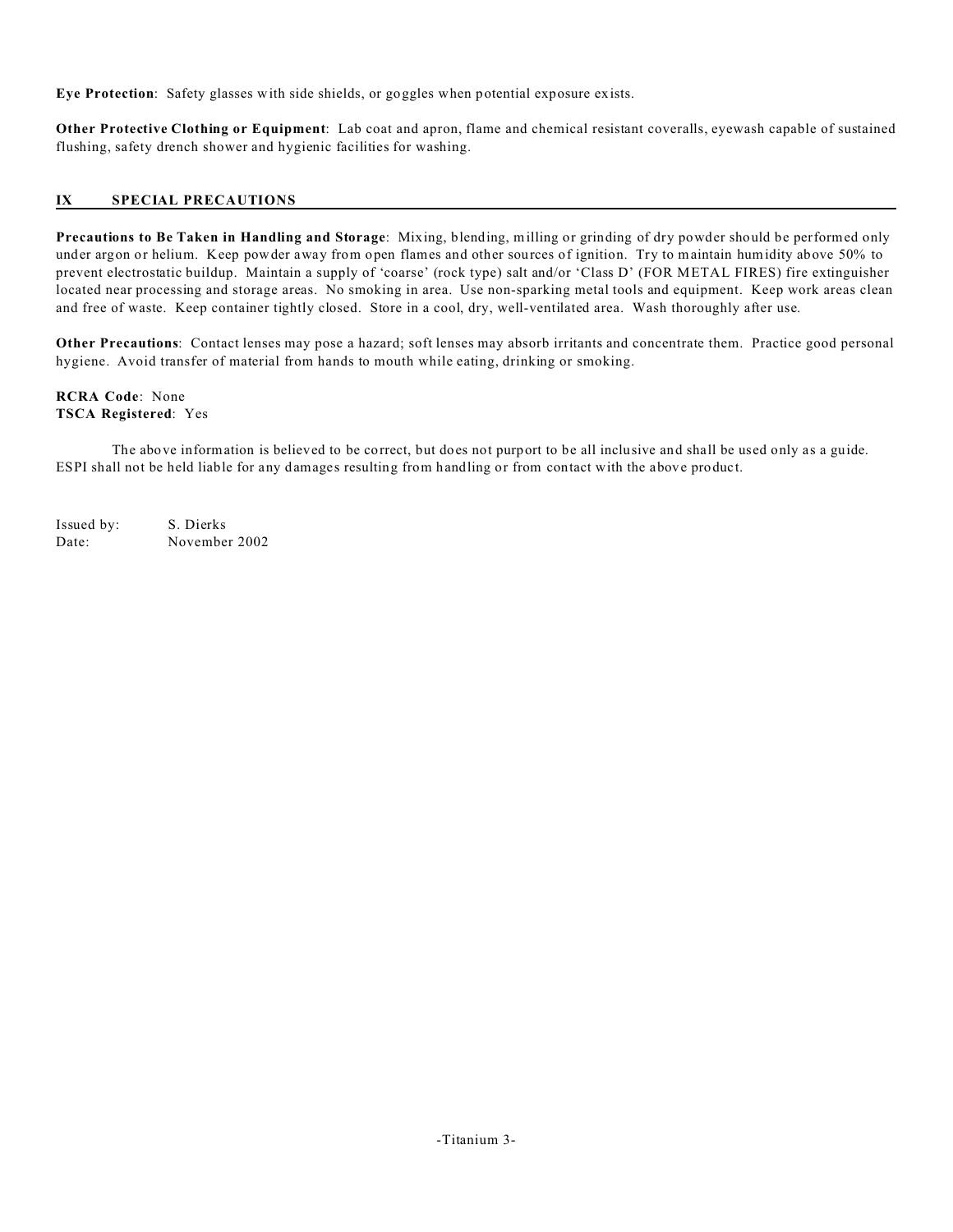**Eye Protection**: Safety glasses with side shields, or goggles when potential exposure exists.

**Other Protective Clothing or Equipment**: Lab coat and apron, flame and chemical resistant coveralls, eyewash capable of sustained flushing, safety drench shower and hygienic facilities for washing.

## IX SPECIAL PRECAUTIONS

**Precautions to Be Taken in Handling and Storage**: Mixing, blending, milling or grinding of dry powder should be performed only under argon or helium. Keep powder away from open flames and other sources of ignition. Try to maintain humidity above 50% to prevent electrostatic buildup. Maintain a supply of 'coarse' (rock type) salt and/or 'Class D' (FOR METAL FIRES) fire extinguisher located near processing and storage areas. No smoking in area. Use non-sparking metal tools and equipment. Keep work areas clean and free of waste. Keep container tightly closed. Store in a cool, dry, well-ventilated area. Wash thoroughly after use.

**Other Precautions**: Contact lenses may pose a hazard; soft lenses may absorb irritants and concentrate them. Practice good personal hygiene. Avoid transfer of material from hands to mouth while eating, drinking or smoking.

**RCRA Code**: None
**TSCA Registered**: Yes

The above information is believed to be correct, but does not purport to be all inclusive and shall be used only as a guide. ESPI shall not be held liable for any damages resulting from handling or from contact with the above product.

Issued by: S. Dierks
Date: November 2002